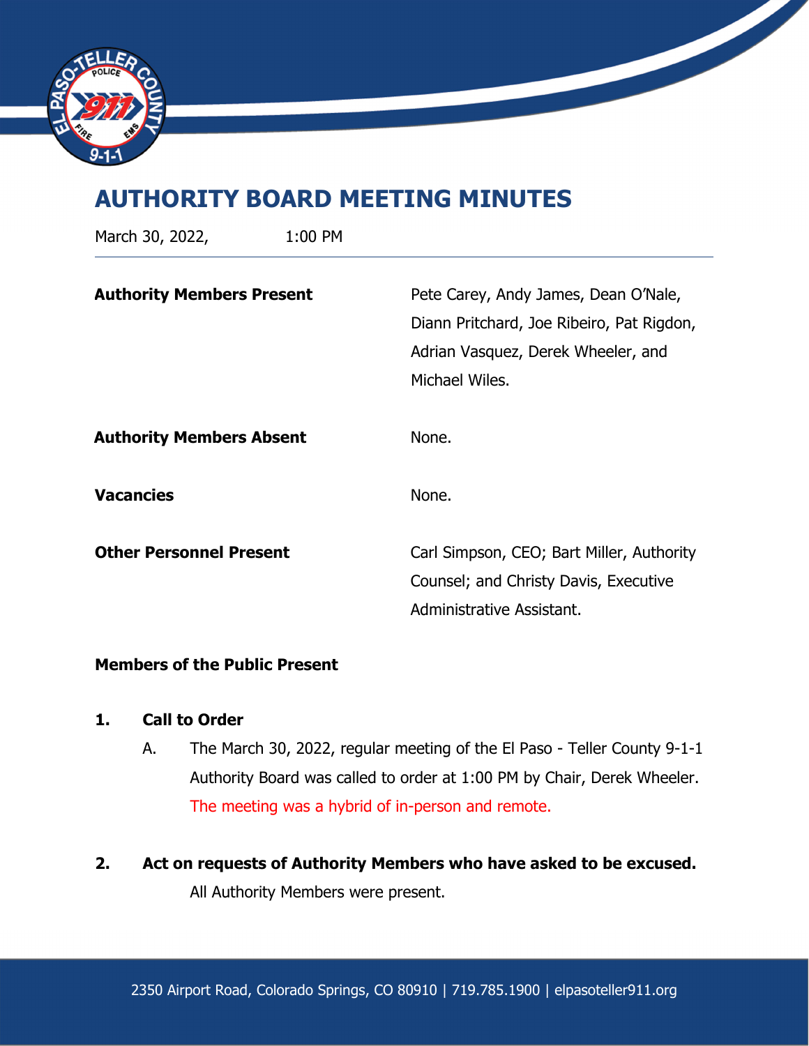# AUTHORITY BOARD MEETING MINUTES

March 30, 2022, 1:00 PM

| | |
|---|---|
| **Authority Members Present** | Pete Carey, Andy James, Dean O'Nale, Diann Pritchard, Joe Ribeiro, Pat Rigdon, Adrian Vasquez, Derek Wheeler, and Michael Wiles. |
| **Authority Members Absent** | None. |
| **Vacancies** | None. |
| **Other Personnel Present** | Carl Simpson, CEO; Bart Miller, Authority Counsel; and Christy Davis, Executive Administrative Assistant. |

**Members of the Public Present**

**1. Call to Order**

A. The March 30, 2022, regular meeting of the El Paso - Teller County 9-1-1 Authority Board was called to order at 1:00 PM by Chair, Derek Wheeler. The meeting was a hybrid of in-person and remote.

**2. Act on requests of Authority Members who have asked to be excused.**

All Authority Members were present.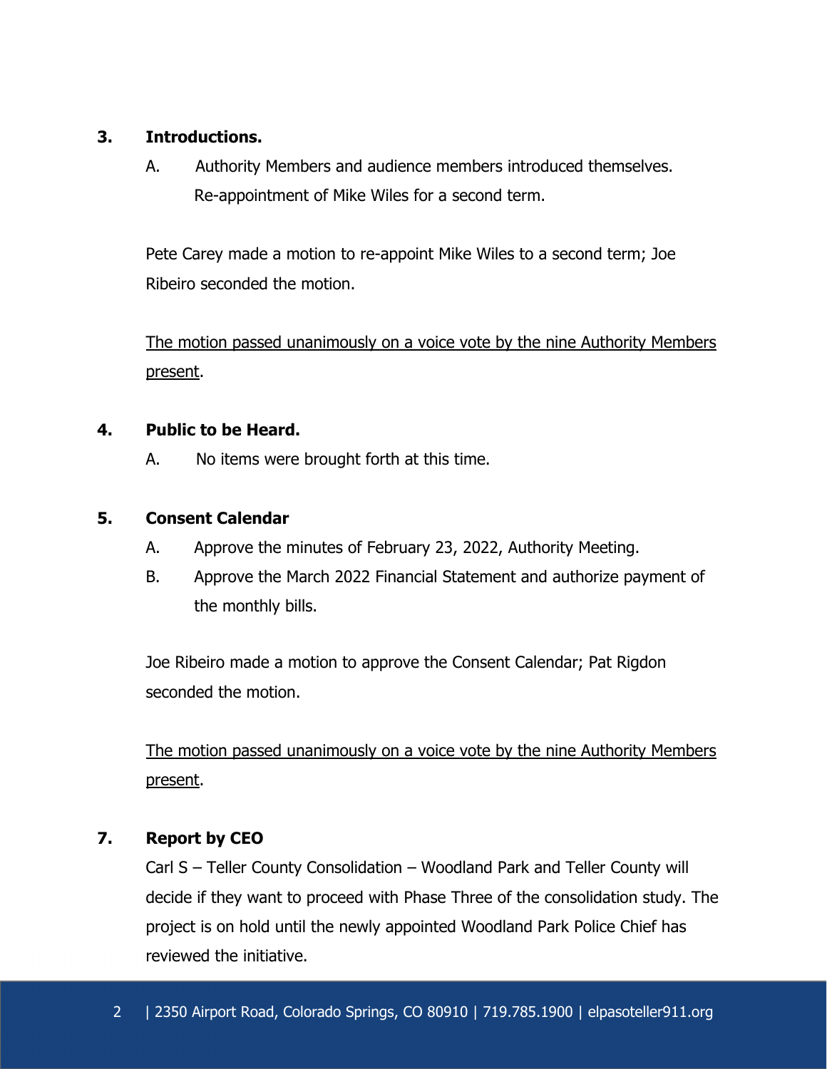## 3. Introductions.

A. Authority Members and audience members introduced themselves. Re-appointment of Mike Wiles for a second term.

Pete Carey made a motion to re-appoint Mike Wiles to a second term; Joe Ribeiro seconded the motion.

The motion passed unanimously on a voice vote by the nine Authority Members present.

## 4. Public to be Heard.

A. No items were brought forth at this time.

## 5. Consent Calendar

A. Approve the minutes of February 23, 2022, Authority Meeting.

B. Approve the March 2022 Financial Statement and authorize payment of the monthly bills.

Joe Ribeiro made a motion to approve the Consent Calendar; Pat Rigdon seconded the motion.

The motion passed unanimously on a voice vote by the nine Authority Members present.

## 7. Report by CEO

Carl S – Teller County Consolidation – Woodland Park and Teller County will decide if they want to proceed with Phase Three of the consolidation study. The project is on hold until the newly appointed Woodland Park Police Chief has reviewed the initiative.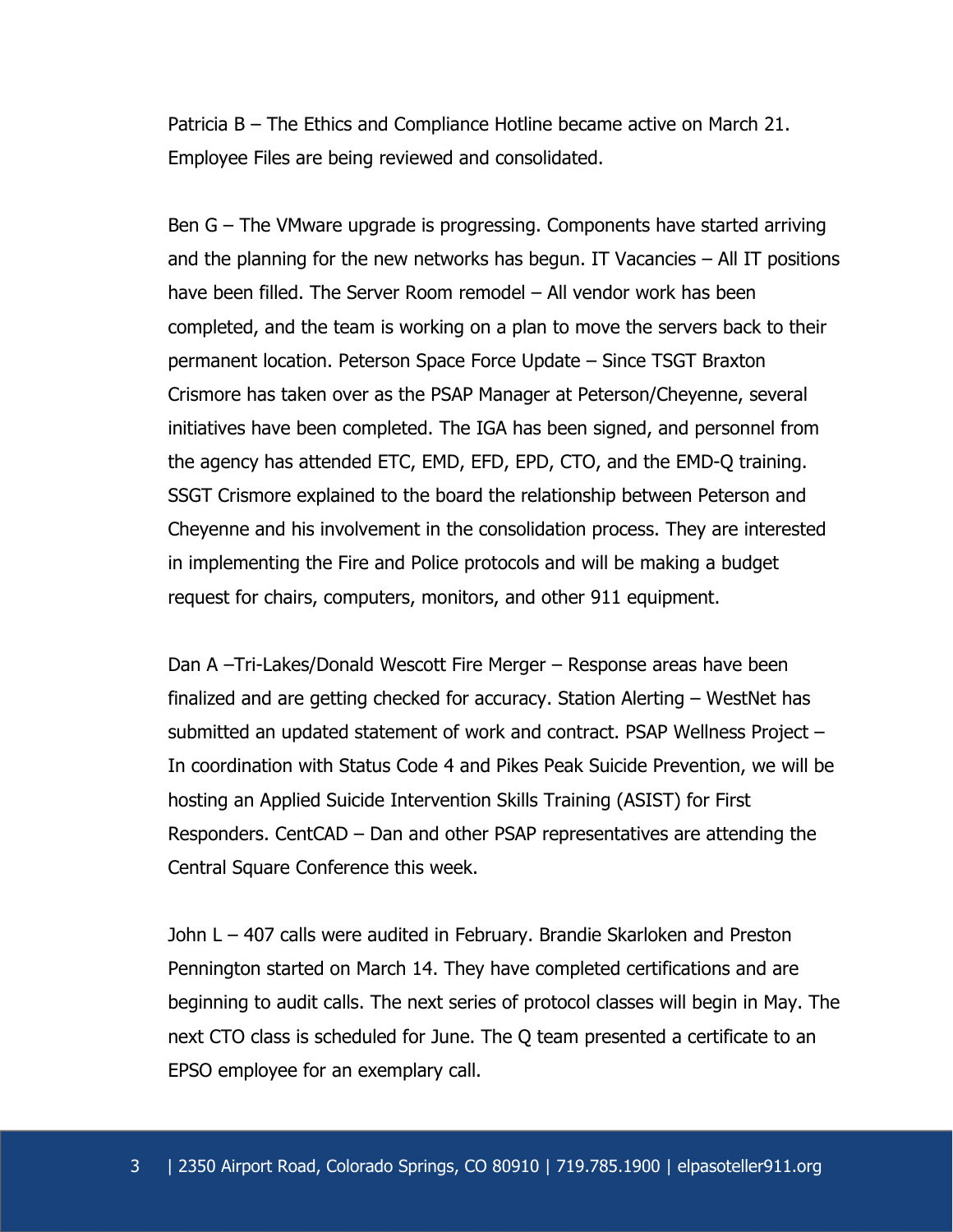Patricia B – The Ethics and Compliance Hotline became active on March 21. Employee Files are being reviewed and consolidated.

Ben G – The VMware upgrade is progressing. Components have started arriving and the planning for the new networks has begun. IT Vacancies – All IT positions have been filled. The Server Room remodel – All vendor work has been completed, and the team is working on a plan to move the servers back to their permanent location. Peterson Space Force Update – Since TSGT Braxton Crismore has taken over as the PSAP Manager at Peterson/Cheyenne, several initiatives have been completed. The IGA has been signed, and personnel from the agency has attended ETC, EMD, EFD, EPD, CTO, and the EMD-Q training. SSGT Crismore explained to the board the relationship between Peterson and Cheyenne and his involvement in the consolidation process. They are interested in implementing the Fire and Police protocols and will be making a budget request for chairs, computers, monitors, and other 911 equipment.

Dan A –Tri-Lakes/Donald Wescott Fire Merger – Response areas have been finalized and are getting checked for accuracy. Station Alerting – WestNet has submitted an updated statement of work and contract. PSAP Wellness Project – In coordination with Status Code 4 and Pikes Peak Suicide Prevention, we will be hosting an Applied Suicide Intervention Skills Training (ASIST) for First Responders. CentCAD – Dan and other PSAP representatives are attending the Central Square Conference this week.

John L – 407 calls were audited in February. Brandie Skarloken and Preston Pennington started on March 14. They have completed certifications and are beginning to audit calls. The next series of protocol classes will begin in May. The next CTO class is scheduled for June. The Q team presented a certificate to an EPSO employee for an exemplary call.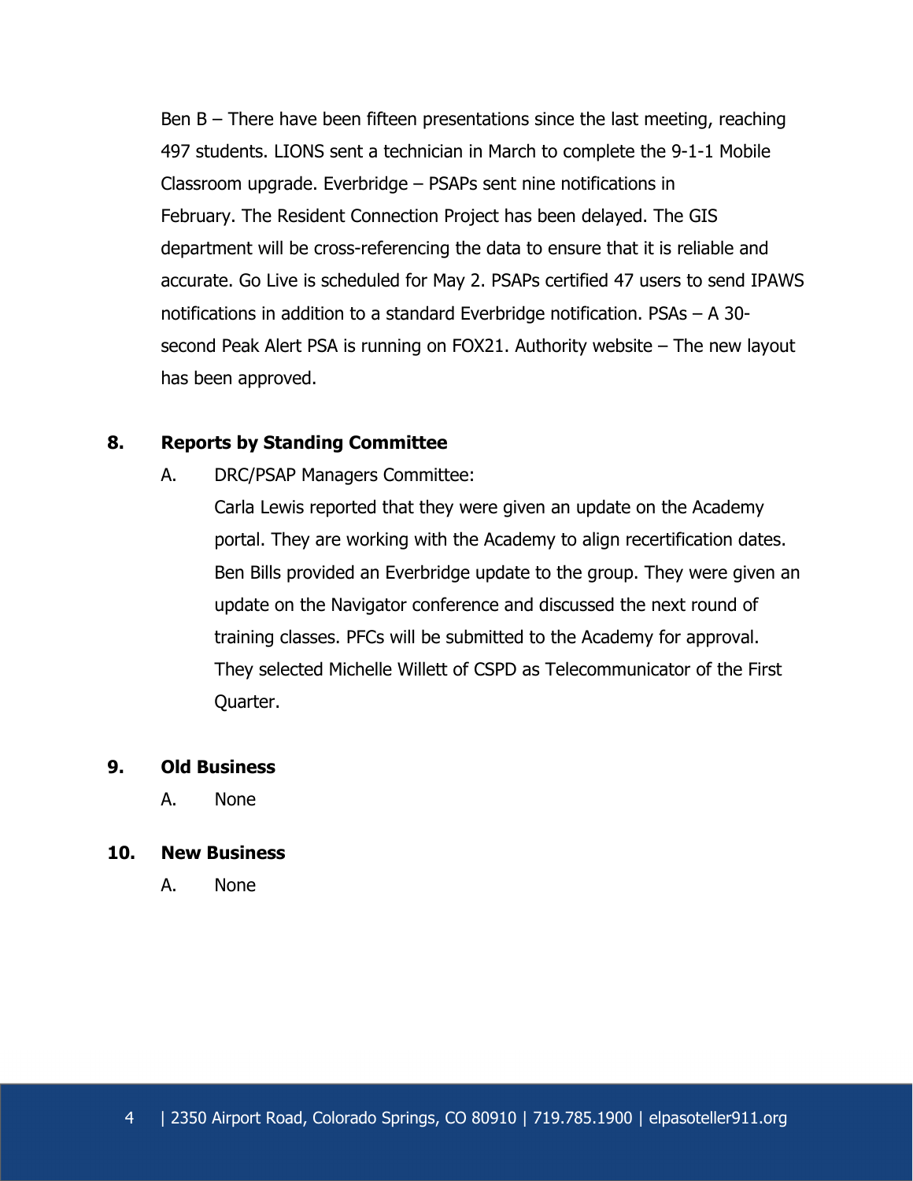Ben B – There have been fifteen presentations since the last meeting, reaching 497 students. LIONS sent a technician in March to complete the 9-1-1 Mobile Classroom upgrade. Everbridge – PSAPs sent nine notifications in February. The Resident Connection Project has been delayed. The GIS department will be cross-referencing the data to ensure that it is reliable and accurate. Go Live is scheduled for May 2. PSAPs certified 47 users to send IPAWS notifications in addition to a standard Everbridge notification. PSAs – A 30-second Peak Alert PSA is running on FOX21. Authority website – The new layout has been approved.

**8. Reports by Standing Committee**

A. DRC/PSAP Managers Committee:

Carla Lewis reported that they were given an update on the Academy portal. They are working with the Academy to align recertification dates. Ben Bills provided an Everbridge update to the group. They were given an update on the Navigator conference and discussed the next round of training classes. PFCs will be submitted to the Academy for approval. They selected Michelle Willett of CSPD as Telecommunicator of the First Quarter.

**9. Old Business**

A. None

**10. New Business**

A. None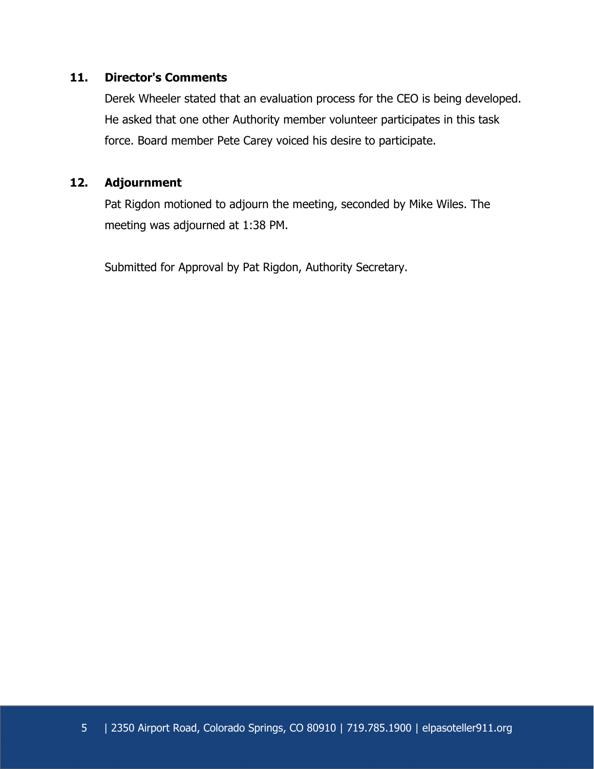**11. Director's Comments**

Derek Wheeler stated that an evaluation process for the CEO is being developed. He asked that one other Authority member volunteer participates in this task force. Board member Pete Carey voiced his desire to participate.

**12. Adjournment**

Pat Rigdon motioned to adjourn the meeting, seconded by Mike Wiles. The meeting was adjourned at 1:38 PM.

Submitted for Approval by Pat Rigdon, Authority Secretary.